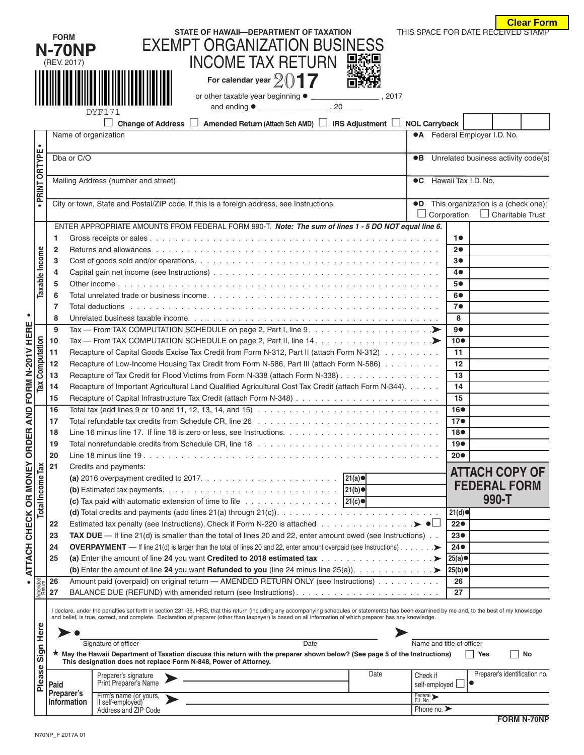Clear Form

FORM **N-70NP**
(REV. 2017)

STATE OF HAWAII—DEPARTMENT OF TAXATION

# EXEMPT ORGANIZATION BUSINESS INCOME TAX RETURN

**For calendar year 2017**

or other taxable year beginning ● _______________ , 2017
and ending ● _______________ , 20____

THIS SPACE FOR DATE RECEIVED STAMP

DYF171

☐ **Change of Address** ☐ **Amended Return** (Attach Sch AMD) ☐ **IRS Adjustment** ☐ **NOL Carryback**

• PRINT OR TYPE •

| | |
|---|---|
| Name of organization | ●A Federal Employer I.D. No. |
| Dba or C/O | ●B Unrelated business activity code(s) |
| Mailing Address (number and street) | ●C Hawaii Tax I.D. No. |
| City or town, State and Postal/ZIP code. If this is a foreign address, see Instructions. | ●D This organization is a (check one): ☐ Corporation ☐ Charitable Trust |

• ATTACH CHECK OR MONEY ORDER AND FORM N-201V HERE •

ENTER APPROPRIATE AMOUNTS FROM FEDERAL FORM 990-T. ***Note: The sum of lines 1 - 5 DO NOT equal line 6.***

**Taxable Income**

| | | | |
|---|---|---|---|
| 1 | Gross receipts or sales | 1● | |
| 2 | Returns and allowances | 2● | |
| 3 | Cost of goods sold and/or operations | 3● | |
| 4 | Capital gain net income (see Instructions) | 4● | |
| 5 | Other income | 5● | |
| 6 | Total unrelated trade or business income | 6● | |
| 7 | Total deductions | 7● | |
| 8 | Unrelated business taxable income | 8 | |

**Tax Computation**

| | | | |
|---|---|---|---|
| 9 | Tax — From TAX COMPUTATION SCHEDULE on page 2, Part I, line 9 ➤ | 9● | |
| 10 | Tax — From TAX COMPUTATION SCHEDULE on page 2, Part II, line 14 ➤ | 10● | |
| 11 | Recapture of Capital Goods Excise Tax Credit from Form N-312, Part II (attach Form N-312) | 11 | |
| 12 | Recapture of Low-Income Housing Tax Credit from Form N-586, Part III (attach Form N-586) | 12 | |
| 13 | Recapture of Tax Credit for Flood Victims from Form N-338 (attach Form N-338) | 13 | |
| 14 | Recapture of Important Agricultural Land Qualified Agricultural Cost Tax Credit (attach Form N-344) | 14 | |
| 15 | Recapture of Capital Infrastructure Tax Credit (attach Form N-348) | 15 | |

**Total Income Tax**

| | | | |
|---|---|---|---|
| 16 | Total tax (add lines 9 or 10 and 11, 12, 13, 14, and 15) | 16● | |
| 17 | Total refundable tax credits from Schedule CR, line 26 | 17● | |
| 18 | Line 16 minus line 17. If line 18 is zero or less, see Instructions | 18● | |
| 19 | Total nonrefundable credits from Schedule CR, line 18 | 19● | |
| 20 | Line 18 minus line 19 | 20● | |
| 21 | Credits and payments: | | |
| | (a) 2016 overpayment credited to 2017 — 21(a)● | | **ATTACH COPY OF FEDERAL FORM 990-T** |
| | (b) Estimated tax payments — 21(b)● | | |
| | (c) Tax paid with automatic extension of time to file — 21(c)● | | |
| | (d) Total credits and payments (add lines 21(a) through 21(c)) | 21(d)● | |
| 22 | Estimated tax penalty (see Instructions). Check if Form N-220 is attached ➤ ●☐ | 22● | |
| 23 | **TAX DUE** — If line 21(d) is smaller than the total of lines 20 and 22, enter amount owed (see Instructions) | 23● | |
| 24 | **OVERPAYMENT** — If line 21(d) is larger than the total of lines 20 and 22, enter amount overpaid (see Instructions) ➤ | 24● | |
| 25 | (a) Enter the amount of line **24** you want **Credited to 2018 estimated tax** ➤ | 25(a)● | |
| | (b) Enter the amount of line **24** you want **Refunded to you** (line 24 minus line 25(a)) ➤ | 25(b)● | |

**Amended Return**

| | | | |
|---|---|---|---|
| 26 | Amount paid (overpaid) on original return — AMENDED RETURN ONLY (see Instructions) | 26 | |
| 27 | BALANCE DUE (REFUND) with amended return (see Instructions) | 27 | |

**Please Sign Here**

I declare, under the penalties set forth in section 231-36, HRS, that this return (including any accompanying schedules or statements) has been examined by me and, to the best of my knowledge and belief, is true, correct, and complete. Declaration of preparer (other than taxpayer) is based on all information of which preparer has any knowledge.

➤● _______________________ Signature of officer    Date    ➤ _______________________ Name and title of officer

★ **May the Hawaii Department of Taxation discuss this return with the preparer shown below? (See page 5 of the Instructions)** ☐ Yes ☐ No
**This designation does not replace Form N-848, Power of Attorney.**

| **Paid Preparer's Information** | | | |
|---|---|---|---|
| Preparer's signature / Print Preparer's Name ➤ | Date | Check if self-employed ☐ | Preparer's identification no. ● |
| Firm's name (or yours, if self-employed) / Address and ZIP Code ➤ | | Federal E.I. No. ➤ | |
| | | Phone no. ➤ | |

**FORM N-70NP**

N70NP_F 2017A 01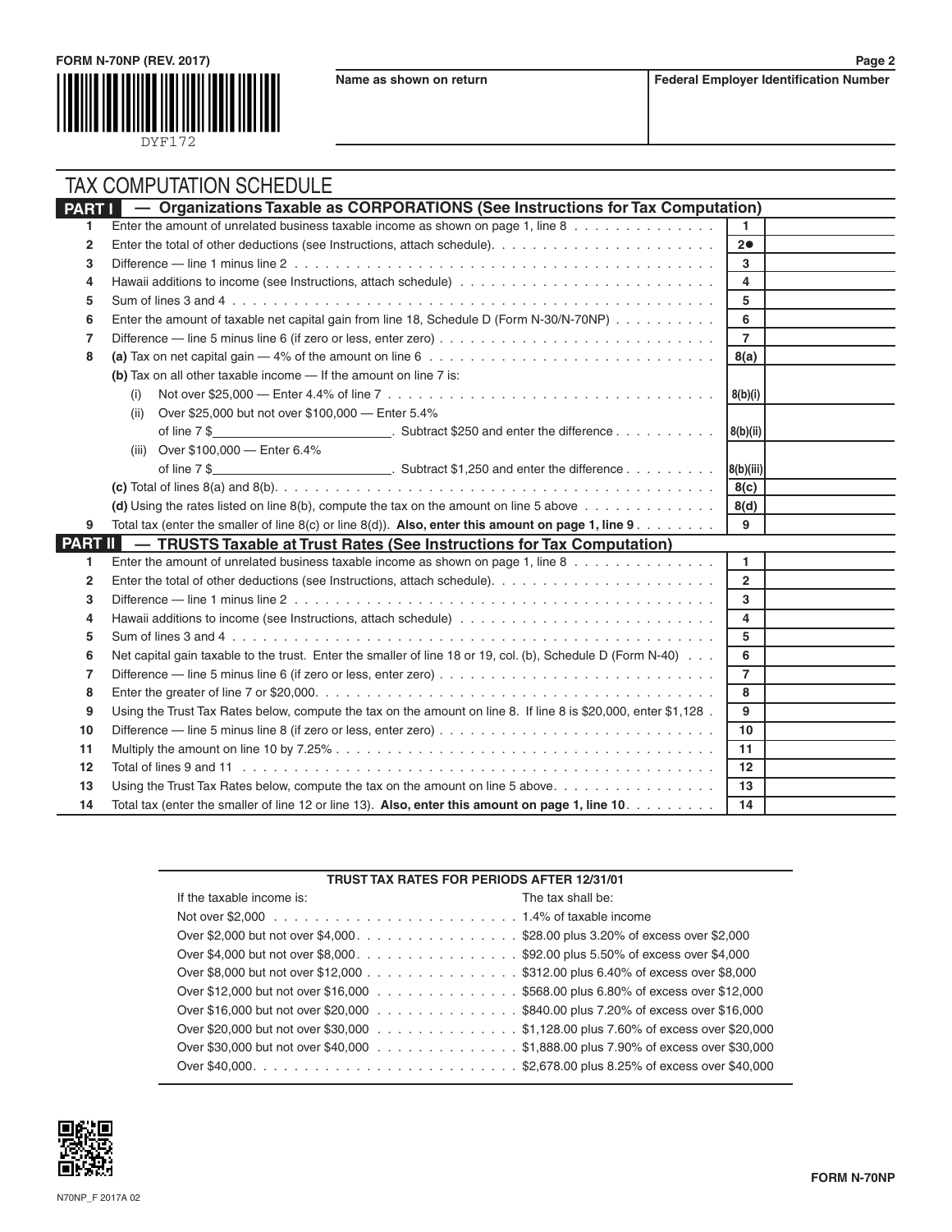FORM N-70NP (REV. 2017)

DYF172

| Name as shown on return | Federal Employer Identification Number |
|---|---|
| | |

# TAX COMPUTATION SCHEDULE

## PART I — Organizations Taxable as CORPORATIONS (See Instructions for Tax Computation)

| | | | |
|---|---|---|---|
| 1 | Enter the amount of unrelated business taxable income as shown on page 1, line 8 | 1 | |
| 2 | Enter the total of other deductions (see Instructions, attach schedule) | 2● | |
| 3 | Difference — line 1 minus line 2 | 3 | |
| 4 | Hawaii additions to income (see Instructions, attach schedule) | 4 | |
| 5 | Sum of lines 3 and 4 | 5 | |
| 6 | Enter the amount of taxable net capital gain from line 18, Schedule D (Form N-30/N-70NP) | 6 | |
| 7 | Difference — line 5 minus line 6 (if zero or less, enter zero) | 7 | |
| 8 | **(a)** Tax on net capital gain — 4% of the amount on line 6 | 8(a) | |
| | **(b)** Tax on all other taxable income — If the amount on line 7 is: | | |
| | (i) Not over $25,000 — Enter 4.4% of line 7 | 8(b)(i) | |
| | (ii) Over $25,000 but not over $100,000 — Enter 5.4% of line 7 $\_\_\_\_\_\_\_\_. Subtract $250 and enter the difference | 8(b)(ii) | |
| | (iii) Over $100,000 — Enter 6.4% of line 7 $\_\_\_\_\_\_\_\_. Subtract $1,250 and enter the difference | 8(b)(iii) | |
| | **(c)** Total of lines 8(a) and 8(b) | 8(c) | |
| | **(d)** Using the rates listed on line 8(b), compute the tax on the amount on line 5 above | 8(d) | |
| 9 | Total tax (enter the smaller of line 8(c) or line 8(d)). **Also, enter this amount on page 1, line 9** | 9 | |

## PART II — TRUSTS Taxable at Trust Rates (See Instructions for Tax Computation)

| | | | |
|---|---|---|---|
| 1 | Enter the amount of unrelated business taxable income as shown on page 1, line 8 | 1 | |
| 2 | Enter the total of other deductions (see Instructions, attach schedule) | 2 | |
| 3 | Difference — line 1 minus line 2 | 3 | |
| 4 | Hawaii additions to income (see Instructions, attach schedule) | 4 | |
| 5 | Sum of lines 3 and 4 | 5 | |
| 6 | Net capital gain taxable to the trust. Enter the smaller of line 18 or 19, col. (b), Schedule D (Form N-40) | 6 | |
| 7 | Difference — line 5 minus line 6 (if zero or less, enter zero) | 7 | |
| 8 | Enter the greater of line 7 or $20,000 | 8 | |
| 9 | Using the Trust Tax Rates below, compute the tax on the amount on line 8. If line 8 is $20,000, enter $1,128 | 9 | |
| 10 | Difference — line 5 minus line 8 (if zero or less, enter zero) | 10 | |
| 11 | Multiply the amount on line 10 by 7.25% | 11 | |
| 12 | Total of lines 9 and 11 | 12 | |
| 13 | Using the Trust Tax Rates below, compute the tax on the amount on line 5 above | 13 | |
| 14 | Total tax (enter the smaller of line 12 or line 13). **Also, enter this amount on page 1, line 10** | 14 | |

**TRUST TAX RATES FOR PERIODS AFTER 12/31/01**

| If the taxable income is: | The tax shall be: |
|---|---|
| Not over $2,000 | 1.4% of taxable income |
| Over $2,000 but not over $4,000 | $28.00 plus 3.20% of excess over $2,000 |
| Over $4,000 but not over $8,000 | $92.00 plus 5.50% of excess over $4,000 |
| Over $8,000 but not over $12,000 | $312.00 plus 6.40% of excess over $8,000 |
| Over $12,000 but not over $16,000 | $568.00 plus 6.80% of excess over $12,000 |
| Over $16,000 but not over $20,000 | $840.00 plus 7.20% of excess over $16,000 |
| Over $20,000 but not over $30,000 | $1,128.00 plus 7.60% of excess over $20,000 |
| Over $30,000 but not over $40,000 | $1,888.00 plus 7.90% of excess over $30,000 |
| Over $40,000 | $2,678.00 plus 8.25% of excess over $40,000 |

N70NP_F 2017A 02

FORM N-70NP